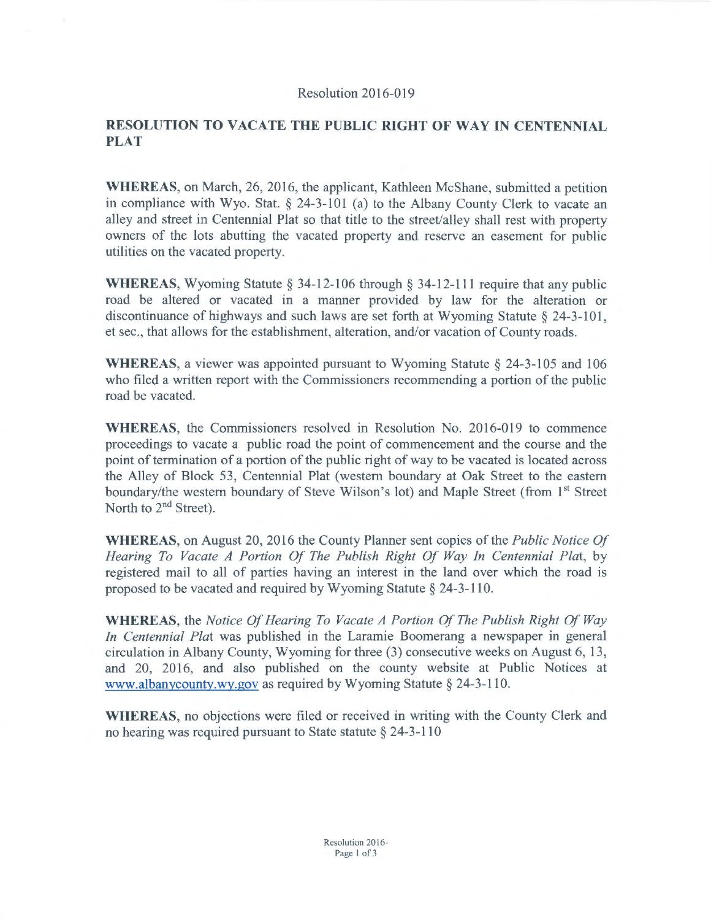Resolution 2016-019

## RESOLUTION TO VACATE THE PUBLIC RIGHT OF WAY IN CENTENNIAL PLAT

**WHEREAS**, on March, 26, 2016, the applicant, Kathleen McShane, submitted a petition in compliance with Wyo. Stat. § 24-3-101 (a) to the Albany County Clerk to vacate an alley and street in Centennial Plat so that title to the street/alley shall rest with property owners of the lots abutting the vacated property and reserve an easement for public utilities on the vacated property.

**WHEREAS**, Wyoming Statute § 34-12-106 through § 34-12-111 require that any public road be altered or vacated in a manner provided by law for the alteration or discontinuance of highways and such laws are set forth at Wyoming Statute § 24-3-101, et sec., that allows for the establishment, alteration, and/or vacation of County roads.

**WHEREAS**, a viewer was appointed pursuant to Wyoming Statute § 24-3-105 and 106 who filed a written report with the Commissioners recommending a portion of the public road be vacated.

**WHEREAS**, the Commissioners resolved in Resolution No. 2016-019 to commence proceedings to vacate a public road the point of commencement and the course and the point of termination of a portion of the public right of way to be vacated is located across the Alley of Block 53, Centennial Plat (western boundary at Oak Street to the eastern boundary/the western boundary of Steve Wilson's lot) and Maple Street (from 1st Street North to 2nd Street).

**WHEREAS**, on August 20, 2016 the County Planner sent copies of the *Public Notice Of Hearing To Vacate A Portion Of The Publish Right Of Way In Centennial Plat*, by registered mail to all of parties having an interest in the land over which the road is proposed to be vacated and required by Wyoming Statute § 24-3-110.

**WHEREAS**, the *Notice Of Hearing To Vacate A Portion Of The Publish Right Of Way In Centennial Plat* was published in the Laramie Boomerang a newspaper in general circulation in Albany County, Wyoming for three (3) consecutive weeks on August 6, 13, and 20, 2016, and also published on the county website at Public Notices at www.albanycounty.wy.gov as required by Wyoming Statute § 24-3-110.

**WHEREAS**, no objections were filed or received in writing with the County Clerk and no hearing was required pursuant to State statute § 24-3-110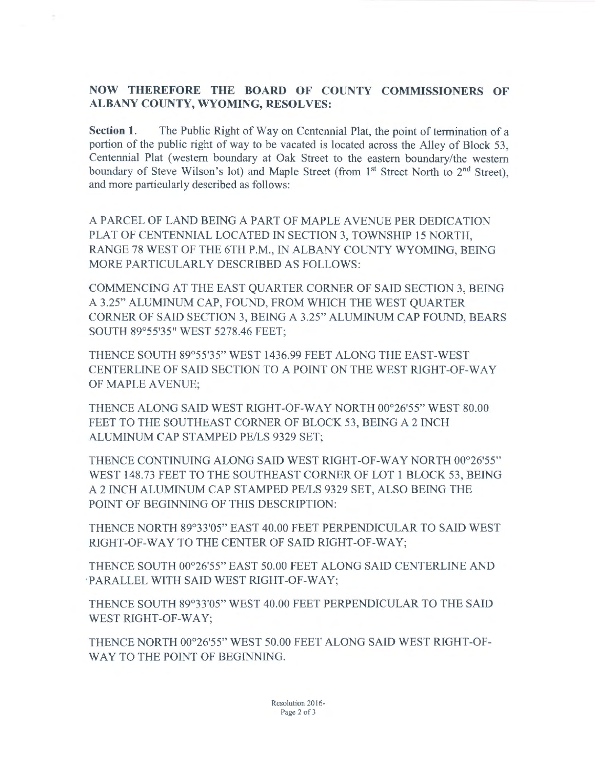**NOW THEREFORE THE BOARD OF COUNTY COMMISSIONERS OF ALBANY COUNTY, WYOMING, RESOLVES:**

**Section 1.** The Public Right of Way on Centennial Plat, the point of termination of a portion of the public right of way to be vacated is located across the Alley of Block 53, Centennial Plat (western boundary at Oak Street to the eastern boundary/the western boundary of Steve Wilson's lot) and Maple Street (from 1st Street North to 2nd Street), and more particularly described as follows:

A PARCEL OF LAND BEING A PART OF MAPLE AVENUE PER DEDICATION PLAT OF CENTENNIAL LOCATED IN SECTION 3, TOWNSHIP 15 NORTH, RANGE 78 WEST OF THE 6TH P.M., IN ALBANY COUNTY WYOMING, BEING MORE PARTICULARLY DESCRIBED AS FOLLOWS:

COMMENCING AT THE EAST QUARTER CORNER OF SAID SECTION 3, BEING A 3.25" ALUMINUM CAP, FOUND, FROM WHICH THE WEST QUARTER CORNER OF SAID SECTION 3, BEING A 3.25" ALUMINUM CAP FOUND, BEARS SOUTH 89°55'35" WEST 5278.46 FEET;

THENCE SOUTH 89°55'35" WEST 1436.99 FEET ALONG THE EAST-WEST CENTERLINE OF SAID SECTION TO A POINT ON THE WEST RIGHT-OF-WAY OF MAPLE AVENUE;

THENCE ALONG SAID WEST RIGHT-OF-WAY NORTH 00°26'55" WEST 80.00 FEET TO THE SOUTHEAST CORNER OF BLOCK 53, BEING A 2 INCH ALUMINUM CAP STAMPED PE/LS 9329 SET;

THENCE CONTINUING ALONG SAID WEST RIGHT-OF-WAY NORTH 00°26'55" WEST 148.73 FEET TO THE SOUTHEAST CORNER OF LOT 1 BLOCK 53, BEING A 2 INCH ALUMINUM CAP STAMPED PE/LS 9329 SET, ALSO BEING THE POINT OF BEGINNING OF THIS DESCRIPTION:

THENCE NORTH 89°33'05" EAST 40.00 FEET PERPENDICULAR TO SAID WEST RIGHT-OF-WAY TO THE CENTER OF SAID RIGHT-OF-WAY;

THENCE SOUTH 00°26'55" EAST 50.00 FEET ALONG SAID CENTERLINE AND PARALLEL WITH SAID WEST RIGHT-OF-WAY;

THENCE SOUTH 89°33'05" WEST 40.00 FEET PERPENDICULAR TO THE SAID WEST RIGHT-OF-WAY;

THENCE NORTH 00°26'55" WEST 50.00 FEET ALONG SAID WEST RIGHT-OF-WAY TO THE POINT OF BEGINNING.

Resolution 2016-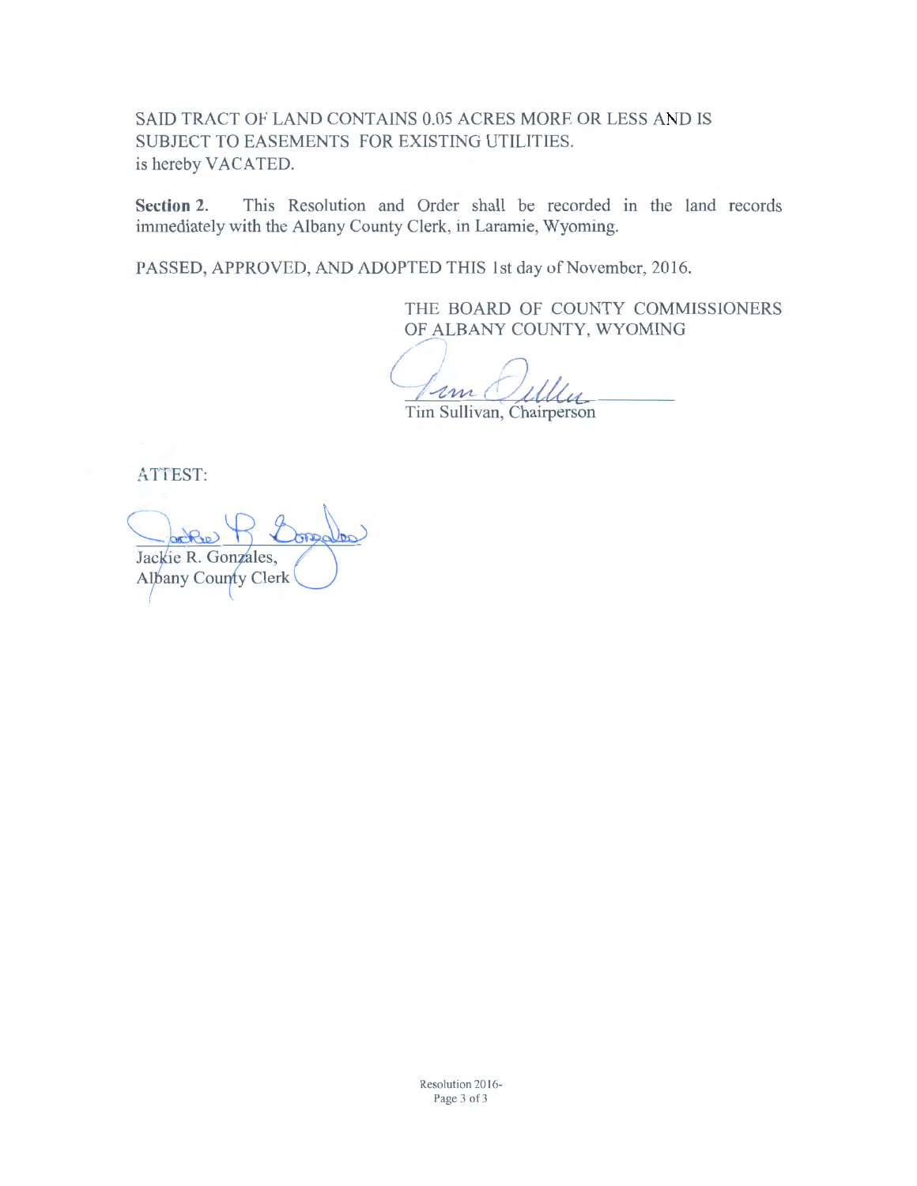SAID TRACT OF LAND CONTAINS 0.05 ACRES MORE OR LESS AND IS SUBJECT TO EASEMENTS FOR EXISTING UTILITIES.
is hereby VACATED.

**Section 2.** This Resolution and Order shall be recorded in the land records immediately with the Albany County Clerk, in Laramie, Wyoming.

PASSED, APPROVED, AND ADOPTED THIS 1st day of November, 2016.

THE BOARD OF COUNTY COMMISSIONERS
OF ALBANY COUNTY, WYOMING

Tim Sullivan, Chairperson

ATTEST:

Jackie R. Gonzales,
Albany County Clerk